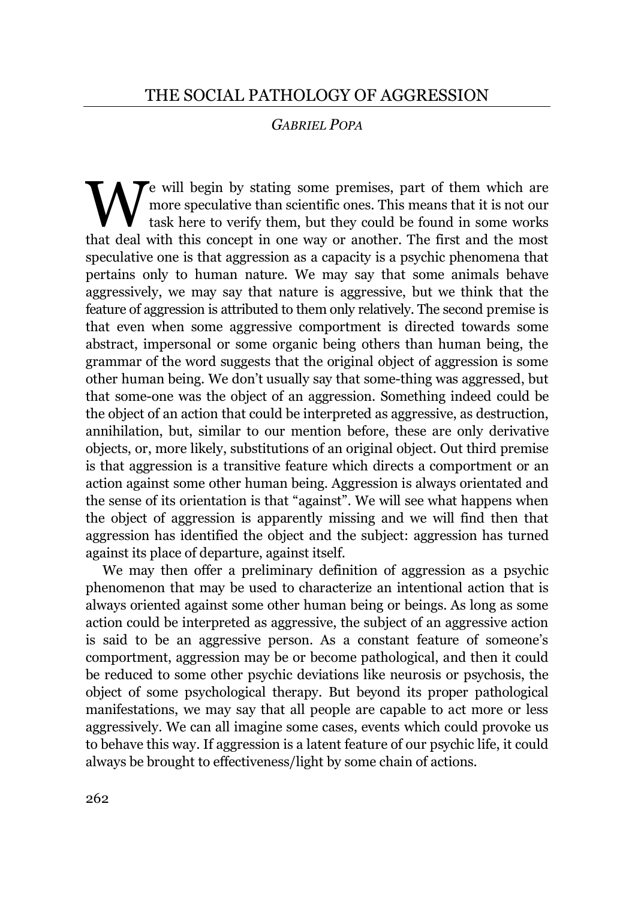# THE SOCIAL PATHOLOGY OF AGGRESSION

*GABRIEL POPA*

We will begin by stating some premises, part of them which are more speculative than scientific ones. This means that it is not our task here to verify them, but they could be found in some works that deal with this concept in one way or another. The first and the most speculative one is that aggression as a capacity is a psychic phenomena that pertains only to human nature. We may say that some animals behave aggressively, we may say that nature is aggressive, but we think that the feature of aggression is attributed to them only relatively. The second premise is that even when some aggressive comportment is directed towards some abstract, impersonal or some organic being others than human being, the grammar of the word suggests that the original object of aggression is some other human being. We don't usually say that some-thing was aggressed, but that some-one was the object of an aggression. Something indeed could be the object of an action that could be interpreted as aggressive, as destruction, annihilation, but, similar to our mention before, these are only derivative objects, or, more likely, substitutions of an original object. Out third premise is that aggression is a transitive feature which directs a comportment or an action against some other human being. Aggression is always orientated and the sense of its orientation is that "against". We will see what happens when the object of aggression is apparently missing and we will find then that aggression has identified the object and the subject: aggression has turned against its place of departure, against itself.

We may then offer a preliminary definition of aggression as a psychic phenomenon that may be used to characterize an intentional action that is always oriented against some other human being or beings. As long as some action could be interpreted as aggressive, the subject of an aggressive action is said to be an aggressive person. As a constant feature of someone's comportment, aggression may be or become pathological, and then it could be reduced to some other psychic deviations like neurosis or psychosis, the object of some psychological therapy. But beyond its proper pathological manifestations, we may say that all people are capable to act more or less aggressively. We can all imagine some cases, events which could provoke us to behave this way. If aggression is a latent feature of our psychic life, it could always be brought to effectiveness/light by some chain of actions.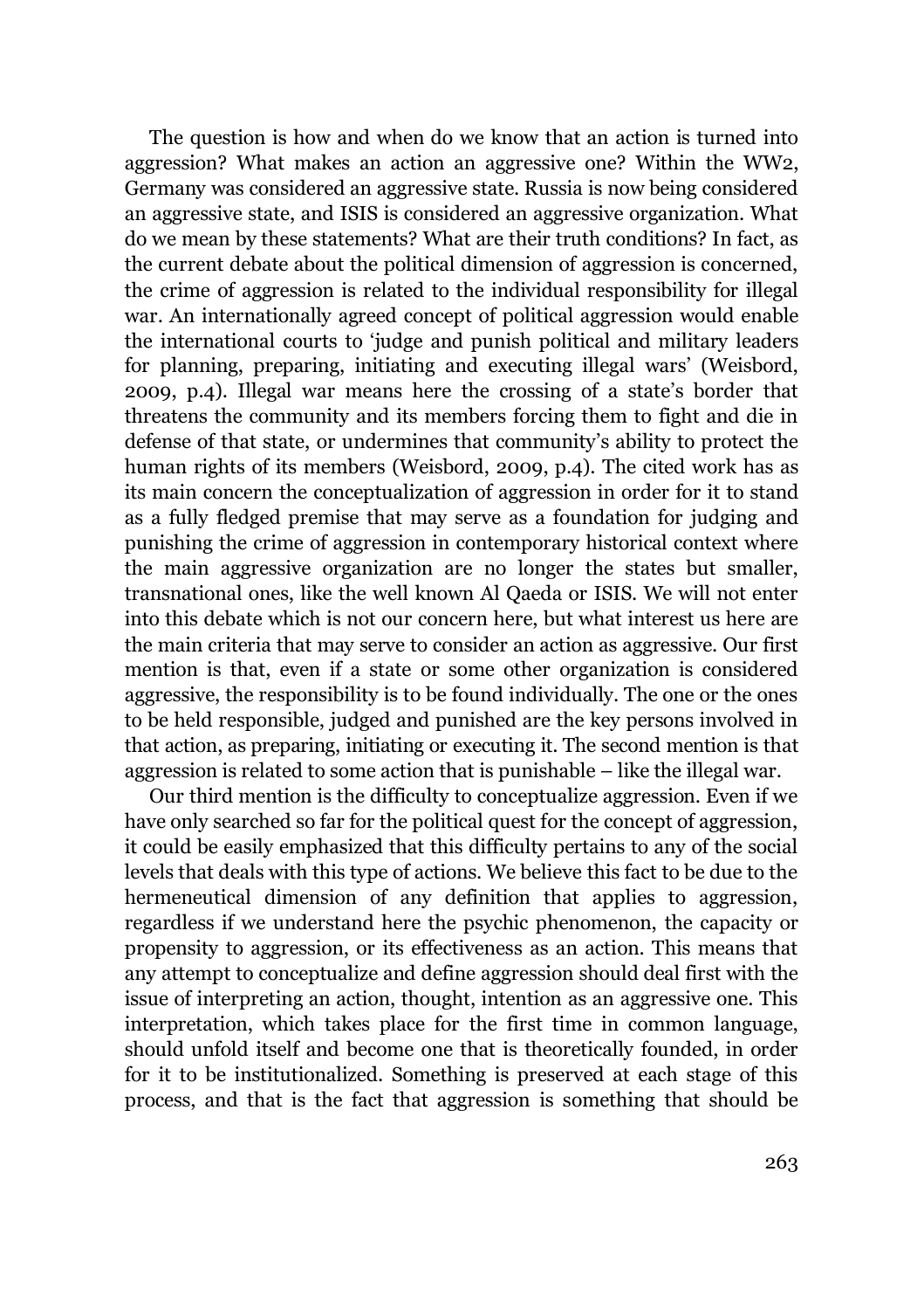The question is how and when do we know that an action is turned into aggression? What makes an action an aggressive one? Within the WW2, Germany was considered an aggressive state. Russia is now being considered an aggressive state, and ISIS is considered an aggressive organization. What do we mean by these statements? What are their truth conditions? In fact, as the current debate about the political dimension of aggression is concerned, the crime of aggression is related to the individual responsibility for illegal war. An internationally agreed concept of political aggression would enable the international courts to 'judge and punish political and military leaders for planning, preparing, initiating and executing illegal wars' (Weisbord, 2009, p.4). Illegal war means here the crossing of a state's border that threatens the community and its members forcing them to fight and die in defense of that state, or undermines that community's ability to protect the human rights of its members (Weisbord, 2009, p.4). The cited work has as its main concern the conceptualization of aggression in order for it to stand as a fully fledged premise that may serve as a foundation for judging and punishing the crime of aggression in contemporary historical context where the main aggressive organization are no longer the states but smaller, transnational ones, like the well known Al Qaeda or ISIS. We will not enter into this debate which is not our concern here, but what interest us here are the main criteria that may serve to consider an action as aggressive. Our first mention is that, even if a state or some other organization is considered aggressive, the responsibility is to be found individually. The one or the ones to be held responsible, judged and punished are the key persons involved in that action, as preparing, initiating or executing it. The second mention is that aggression is related to some action that is punishable – like the illegal war.

Our third mention is the difficulty to conceptualize aggression. Even if we have only searched so far for the political quest for the concept of aggression, it could be easily emphasized that this difficulty pertains to any of the social levels that deals with this type of actions. We believe this fact to be due to the hermeneutical dimension of any definition that applies to aggression, regardless if we understand here the psychic phenomenon, the capacity or propensity to aggression, or its effectiveness as an action. This means that any attempt to conceptualize and define aggression should deal first with the issue of interpreting an action, thought, intention as an aggressive one. This interpretation, which takes place for the first time in common language, should unfold itself and become one that is theoretically founded, in order for it to be institutionalized. Something is preserved at each stage of this process, and that is the fact that aggression is something that should be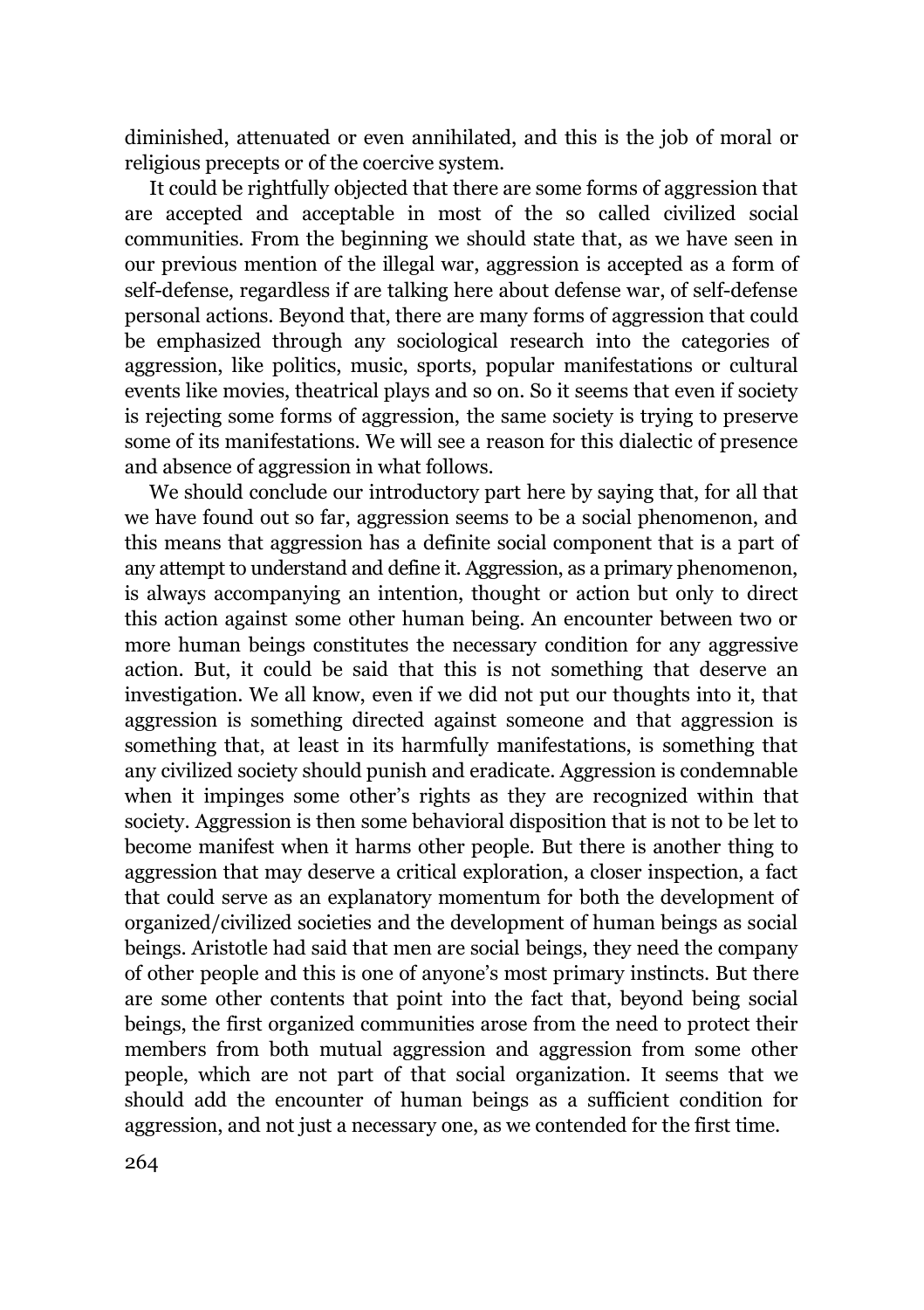diminished, attenuated or even annihilated, and this is the job of moral or religious precepts or of the coercive system.

It could be rightfully objected that there are some forms of aggression that are accepted and acceptable in most of the so called civilized social communities. From the beginning we should state that, as we have seen in our previous mention of the illegal war, aggression is accepted as a form of self-defense, regardless if are talking here about defense war, of self-defense personal actions. Beyond that, there are many forms of aggression that could be emphasized through any sociological research into the categories of aggression, like politics, music, sports, popular manifestations or cultural events like movies, theatrical plays and so on. So it seems that even if society is rejecting some forms of aggression, the same society is trying to preserve some of its manifestations. We will see a reason for this dialectic of presence and absence of aggression in what follows.

We should conclude our introductory part here by saying that, for all that we have found out so far, aggression seems to be a social phenomenon, and this means that aggression has a definite social component that is a part of any attempt to understand and define it. Aggression, as a primary phenomenon, is always accompanying an intention, thought or action but only to direct this action against some other human being. An encounter between two or more human beings constitutes the necessary condition for any aggressive action. But, it could be said that this is not something that deserve an investigation. We all know, even if we did not put our thoughts into it, that aggression is something directed against someone and that aggression is something that, at least in its harmfully manifestations, is something that any civilized society should punish and eradicate. Aggression is condemnable when it impinges some other's rights as they are recognized within that society. Aggression is then some behavioral disposition that is not to be let to become manifest when it harms other people. But there is another thing to aggression that may deserve a critical exploration, a closer inspection, a fact that could serve as an explanatory momentum for both the development of organized/civilized societies and the development of human beings as social beings. Aristotle had said that men are social beings, they need the company of other people and this is one of anyone's most primary instincts. But there are some other contents that point into the fact that, beyond being social beings, the first organized communities arose from the need to protect their members from both mutual aggression and aggression from some other people, which are not part of that social organization. It seems that we should add the encounter of human beings as a sufficient condition for aggression, and not just a necessary one, as we contended for the first time.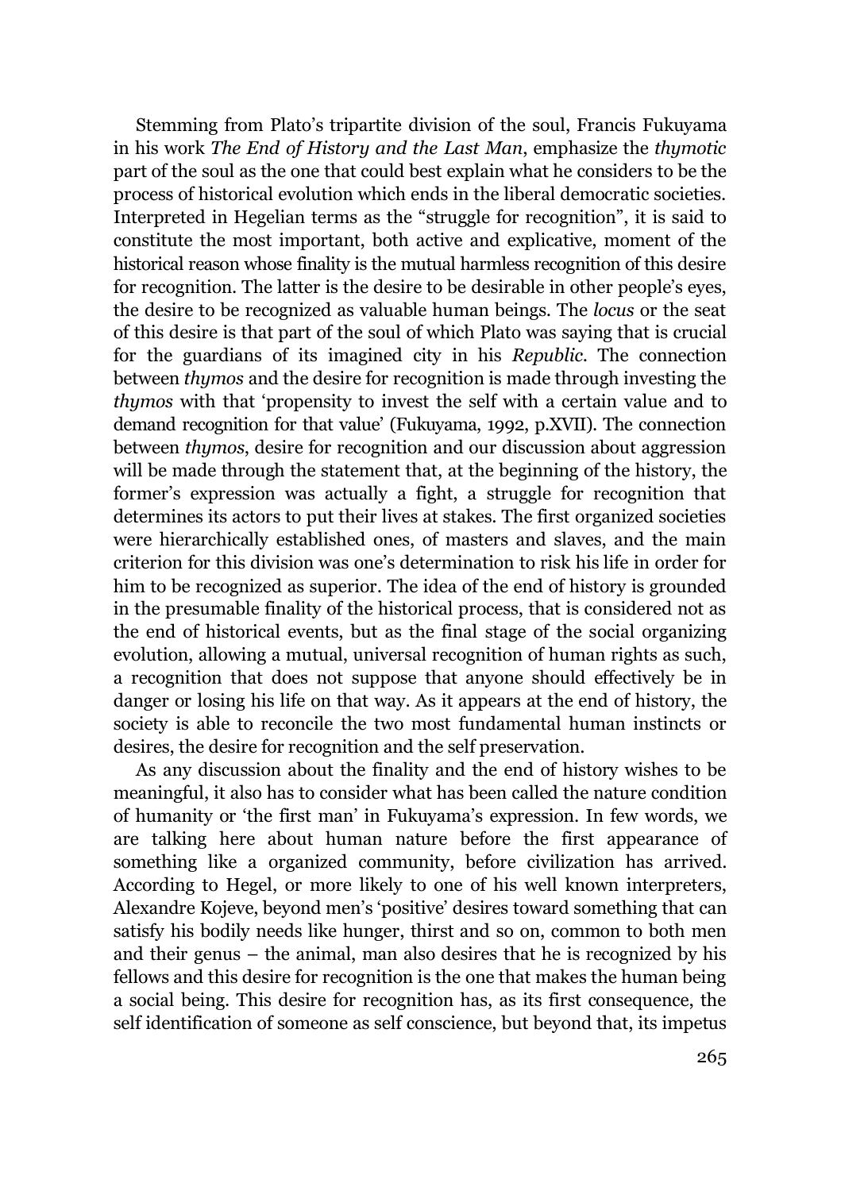Stemming from Plato's tripartite division of the soul, Francis Fukuyama in his work *The End of History and the Last Man*, emphasize the *thymotic* part of the soul as the one that could best explain what he considers to be the process of historical evolution which ends in the liberal democratic societies. Interpreted in Hegelian terms as the "struggle for recognition", it is said to constitute the most important, both active and explicative, moment of the historical reason whose finality is the mutual harmless recognition of this desire for recognition. The latter is the desire to be desirable in other people's eyes, the desire to be recognized as valuable human beings. The *locus* or the seat of this desire is that part of the soul of which Plato was saying that is crucial for the guardians of its imagined city in his *Republic*. The connection between *thymos* and the desire for recognition is made through investing the *thymos* with that 'propensity to invest the self with a certain value and to demand recognition for that value' (Fukuyama, 1992, p.XVII). The connection between *thymos*, desire for recognition and our discussion about aggression will be made through the statement that, at the beginning of the history, the former's expression was actually a fight, a struggle for recognition that determines its actors to put their lives at stakes. The first organized societies were hierarchically established ones, of masters and slaves, and the main criterion for this division was one's determination to risk his life in order for him to be recognized as superior. The idea of the end of history is grounded in the presumable finality of the historical process, that is considered not as the end of historical events, but as the final stage of the social organizing evolution, allowing a mutual, universal recognition of human rights as such, a recognition that does not suppose that anyone should effectively be in danger or losing his life on that way. As it appears at the end of history, the society is able to reconcile the two most fundamental human instincts or desires, the desire for recognition and the self preservation.

As any discussion about the finality and the end of history wishes to be meaningful, it also has to consider what has been called the nature condition of humanity or 'the first man' in Fukuyama's expression. In few words, we are talking here about human nature before the first appearance of something like a organized community, before civilization has arrived. According to Hegel, or more likely to one of his well known interpreters, Alexandre Kojeve, beyond men's 'positive' desires toward something that can satisfy his bodily needs like hunger, thirst and so on, common to both men and their genus – the animal, man also desires that he is recognized by his fellows and this desire for recognition is the one that makes the human being a social being. This desire for recognition has, as its first consequence, the self identification of someone as self conscience, but beyond that, its impetus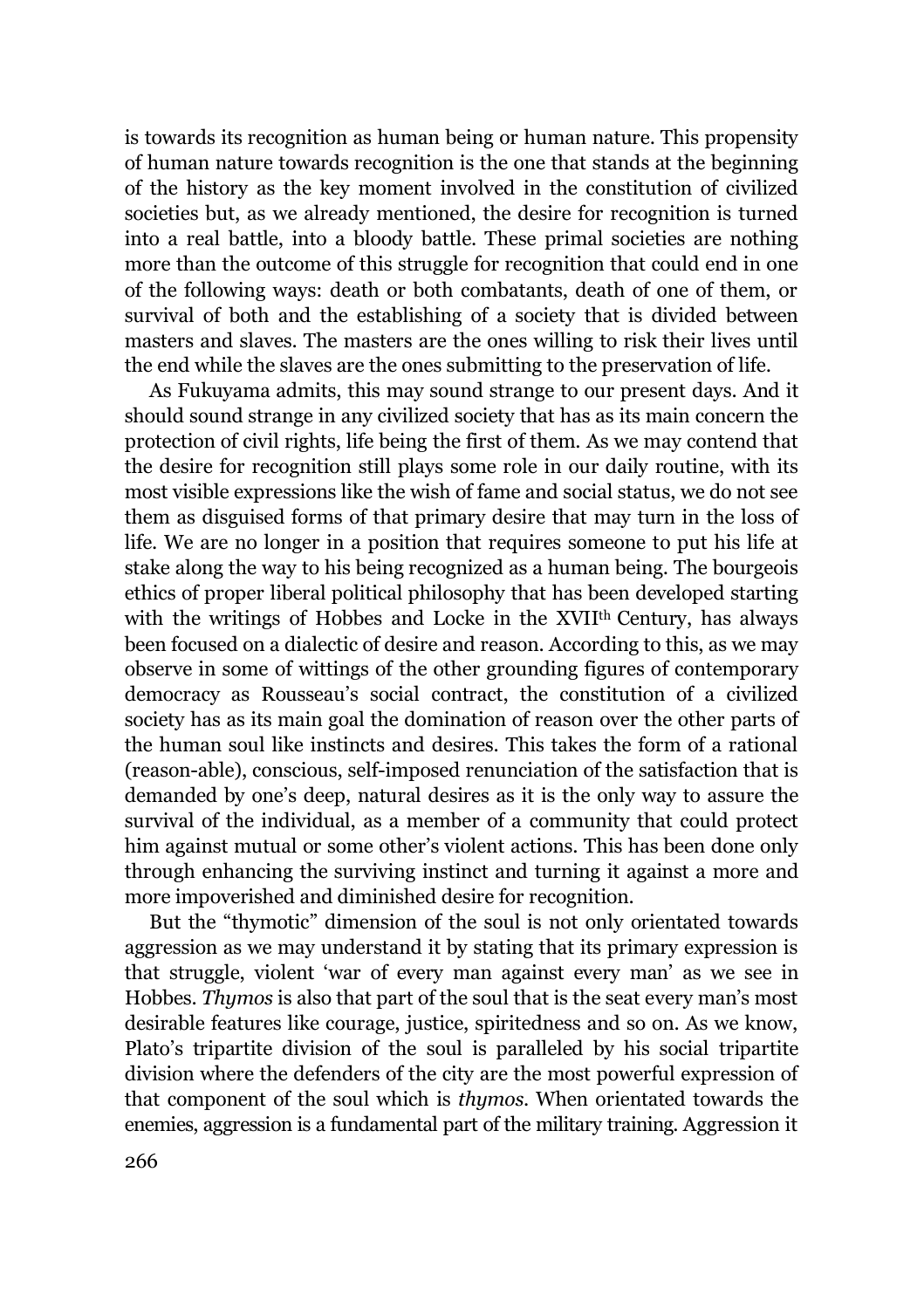is towards its recognition as human being or human nature. This propensity of human nature towards recognition is the one that stands at the beginning of the history as the key moment involved in the constitution of civilized societies but, as we already mentioned, the desire for recognition is turned into a real battle, into a bloody battle. These primal societies are nothing more than the outcome of this struggle for recognition that could end in one of the following ways: death or both combatants, death of one of them, or survival of both and the establishing of a society that is divided between masters and slaves. The masters are the ones willing to risk their lives until the end while the slaves are the ones submitting to the preservation of life.

As Fukuyama admits, this may sound strange to our present days. And it should sound strange in any civilized society that has as its main concern the protection of civil rights, life being the first of them. As we may contend that the desire for recognition still plays some role in our daily routine, with its most visible expressions like the wish of fame and social status, we do not see them as disguised forms of that primary desire that may turn in the loss of life. We are no longer in a position that requires someone to put his life at stake along the way to his being recognized as a human being. The bourgeois ethics of proper liberal political philosophy that has been developed starting with the writings of Hobbes and Locke in the XVII[th] Century, has always been focused on a dialectic of desire and reason. According to this, as we may observe in some of wittings of the other grounding figures of contemporary democracy as Rousseau's social contract, the constitution of a civilized society has as its main goal the domination of reason over the other parts of the human soul like instincts and desires. This takes the form of a rational (reason-able), conscious, self-imposed renunciation of the satisfaction that is demanded by one's deep, natural desires as it is the only way to assure the survival of the individual, as a member of a community that could protect him against mutual or some other's violent actions. This has been done only through enhancing the surviving instinct and turning it against a more and more impoverished and diminished desire for recognition.

But the "thymotic" dimension of the soul is not only orientated towards aggression as we may understand it by stating that its primary expression is that struggle, violent 'war of every man against every man' as we see in Hobbes. *Thymos* is also that part of the soul that is the seat every man's most desirable features like courage, justice, spiritedness and so on. As we know, Plato's tripartite division of the soul is paralleled by his social tripartite division where the defenders of the city are the most powerful expression of that component of the soul which is *thymos*. When orientated towards the enemies, aggression is a fundamental part of the military training. Aggression it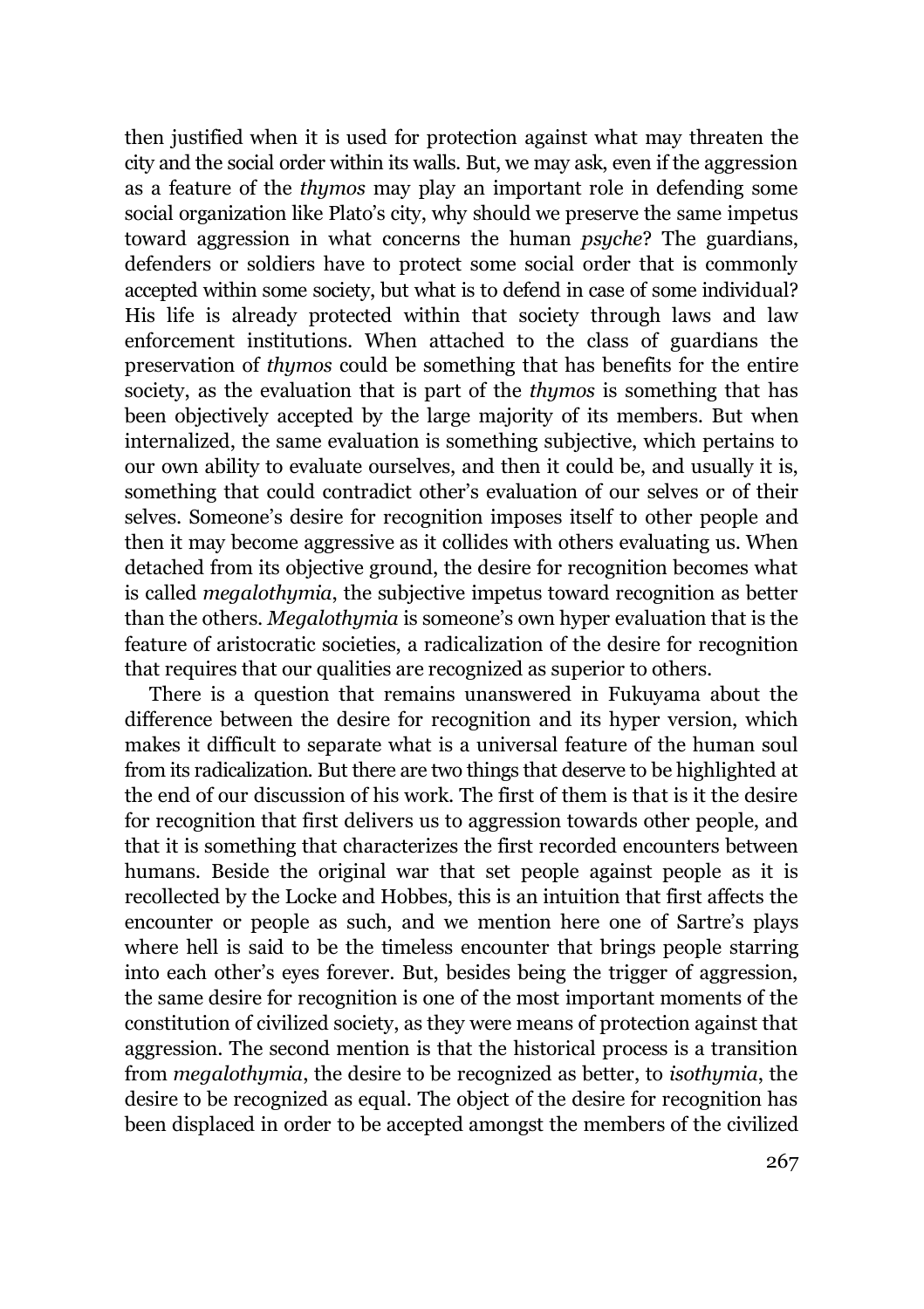then justified when it is used for protection against what may threaten the city and the social order within its walls. But, we may ask, even if the aggression as a feature of the *thymos* may play an important role in defending some social organization like Plato's city, why should we preserve the same impetus toward aggression in what concerns the human *psyche*? The guardians, defenders or soldiers have to protect some social order that is commonly accepted within some society, but what is to defend in case of some individual? His life is already protected within that society through laws and law enforcement institutions. When attached to the class of guardians the preservation of *thymos* could be something that has benefits for the entire society, as the evaluation that is part of the *thymos* is something that has been objectively accepted by the large majority of its members. But when internalized, the same evaluation is something subjective, which pertains to our own ability to evaluate ourselves, and then it could be, and usually it is, something that could contradict other's evaluation of our selves or of their selves. Someone's desire for recognition imposes itself to other people and then it may become aggressive as it collides with others evaluating us. When detached from its objective ground, the desire for recognition becomes what is called *megalothymia*, the subjective impetus toward recognition as better than the others. *Megalothymia* is someone's own hyper evaluation that is the feature of aristocratic societies, a radicalization of the desire for recognition that requires that our qualities are recognized as superior to others.

There is a question that remains unanswered in Fukuyama about the difference between the desire for recognition and its hyper version, which makes it difficult to separate what is a universal feature of the human soul from its radicalization. But there are two things that deserve to be highlighted at the end of our discussion of his work. The first of them is that is it the desire for recognition that first delivers us to aggression towards other people, and that it is something that characterizes the first recorded encounters between humans. Beside the original war that set people against people as it is recollected by the Locke and Hobbes, this is an intuition that first affects the encounter or people as such, and we mention here one of Sartre's plays where hell is said to be the timeless encounter that brings people starring into each other's eyes forever. But, besides being the trigger of aggression, the same desire for recognition is one of the most important moments of the constitution of civilized society, as they were means of protection against that aggression. The second mention is that the historical process is a transition from *megalothymia*, the desire to be recognized as better, to *isothymia*, the desire to be recognized as equal. The object of the desire for recognition has been displaced in order to be accepted amongst the members of the civilized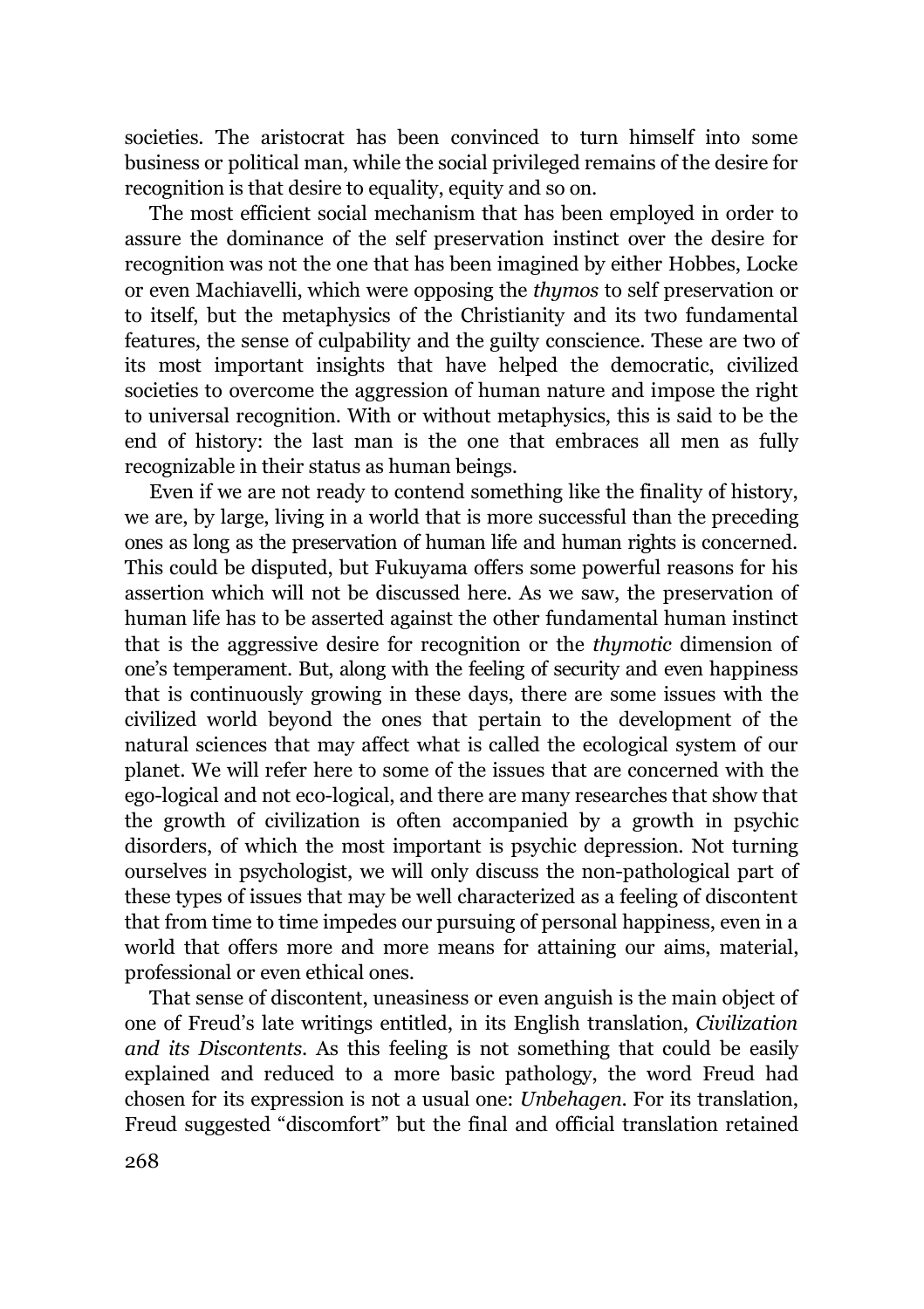societies. The aristocrat has been convinced to turn himself into some business or political man, while the social privileged remains of the desire for recognition is that desire to equality, equity and so on.

The most efficient social mechanism that has been employed in order to assure the dominance of the self preservation instinct over the desire for recognition was not the one that has been imagined by either Hobbes, Locke or even Machiavelli, which were opposing the *thymos* to self preservation or to itself, but the metaphysics of the Christianity and its two fundamental features, the sense of culpability and the guilty conscience. These are two of its most important insights that have helped the democratic, civilized societies to overcome the aggression of human nature and impose the right to universal recognition. With or without metaphysics, this is said to be the end of history: the last man is the one that embraces all men as fully recognizable in their status as human beings.

Even if we are not ready to contend something like the finality of history, we are, by large, living in a world that is more successful than the preceding ones as long as the preservation of human life and human rights is concerned. This could be disputed, but Fukuyama offers some powerful reasons for his assertion which will not be discussed here. As we saw, the preservation of human life has to be asserted against the other fundamental human instinct that is the aggressive desire for recognition or the *thymotic* dimension of one's temperament. But, along with the feeling of security and even happiness that is continuously growing in these days, there are some issues with the civilized world beyond the ones that pertain to the development of the natural sciences that may affect what is called the ecological system of our planet. We will refer here to some of the issues that are concerned with the ego-logical and not eco-logical, and there are many researches that show that the growth of civilization is often accompanied by a growth in psychic disorders, of which the most important is psychic depression. Not turning ourselves in psychologist, we will only discuss the non-pathological part of these types of issues that may be well characterized as a feeling of discontent that from time to time impedes our pursuing of personal happiness, even in a world that offers more and more means for attaining our aims, material, professional or even ethical ones.

That sense of discontent, uneasiness or even anguish is the main object of one of Freud's late writings entitled, in its English translation, *Civilization and its Discontents*. As this feeling is not something that could be easily explained and reduced to a more basic pathology, the word Freud had chosen for its expression is not a usual one: *Unbehagen*. For its translation, Freud suggested "discomfort" but the final and official translation retained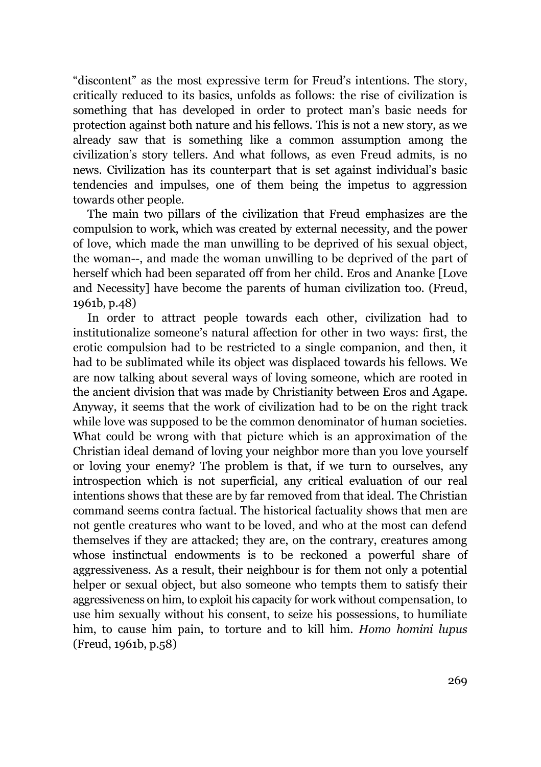"discontent" as the most expressive term for Freud's intentions. The story, critically reduced to its basics, unfolds as follows: the rise of civilization is something that has developed in order to protect man's basic needs for protection against both nature and his fellows. This is not a new story, as we already saw that is something like a common assumption among the civilization's story tellers. And what follows, as even Freud admits, is no news. Civilization has its counterpart that is set against individual's basic tendencies and impulses, one of them being the impetus to aggression towards other people.

The main two pillars of the civilization that Freud emphasizes are the compulsion to work, which was created by external necessity, and the power of love, which made the man unwilling to be deprived of his sexual object, the woman--, and made the woman unwilling to be deprived of the part of herself which had been separated off from her child. Eros and Ananke [Love and Necessity] have become the parents of human civilization too. (Freud, 1961b, p.48)

In order to attract people towards each other, civilization had to institutionalize someone's natural affection for other in two ways: first, the erotic compulsion had to be restricted to a single companion, and then, it had to be sublimated while its object was displaced towards his fellows. We are now talking about several ways of loving someone, which are rooted in the ancient division that was made by Christianity between Eros and Agape. Anyway, it seems that the work of civilization had to be on the right track while love was supposed to be the common denominator of human societies. What could be wrong with that picture which is an approximation of the Christian ideal demand of loving your neighbor more than you love yourself or loving your enemy? The problem is that, if we turn to ourselves, any introspection which is not superficial, any critical evaluation of our real intentions shows that these are by far removed from that ideal. The Christian command seems contra factual. The historical factuality shows that men are not gentle creatures who want to be loved, and who at the most can defend themselves if they are attacked; they are, on the contrary, creatures among whose instinctual endowments is to be reckoned a powerful share of aggressiveness. As a result, their neighbour is for them not only a potential helper or sexual object, but also someone who tempts them to satisfy their aggressiveness on him, to exploit his capacity for work without compensation, to use him sexually without his consent, to seize his possessions, to humiliate him, to cause him pain, to torture and to kill him. *Homo homini lupus* (Freud, 1961b, p.58)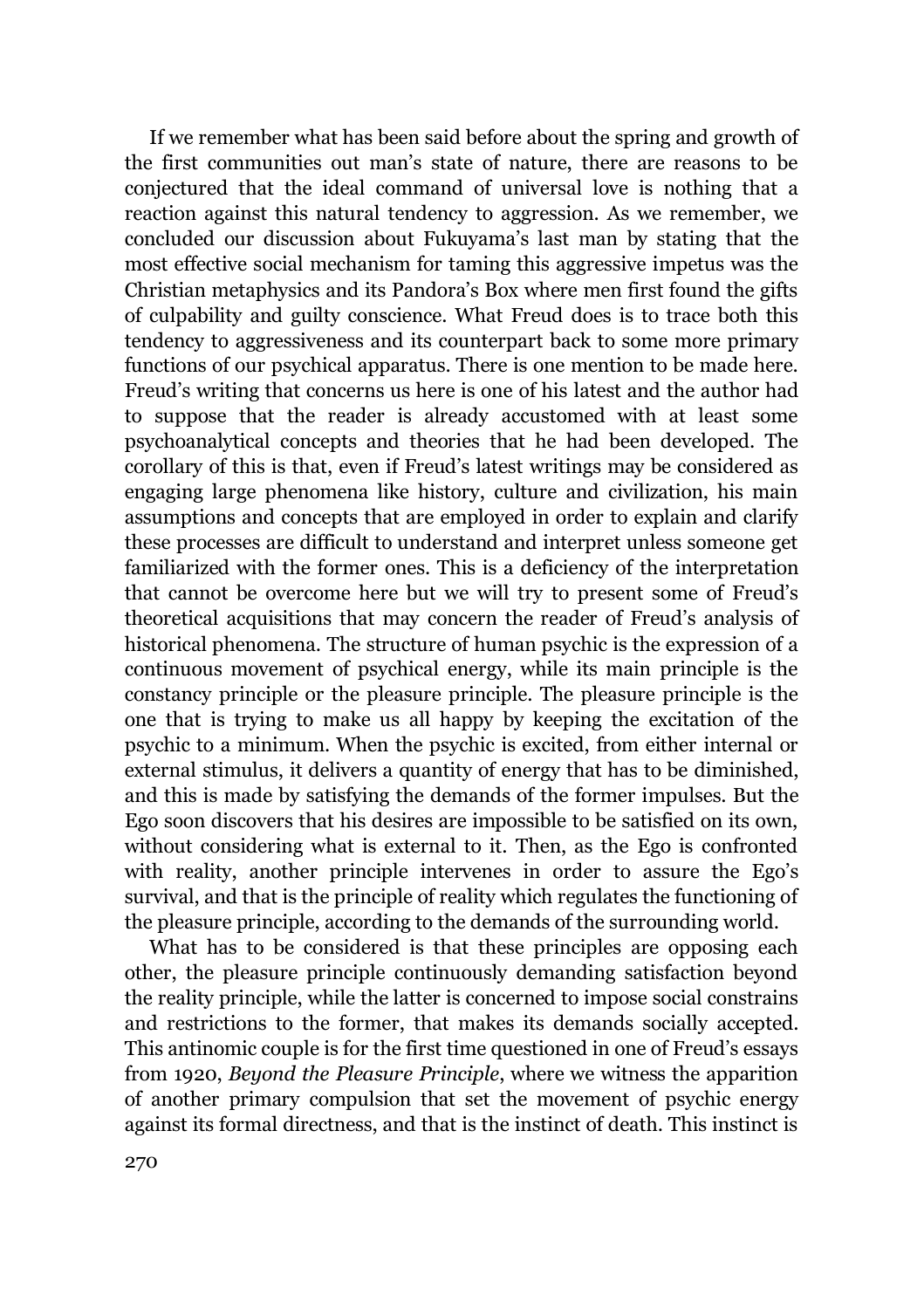If we remember what has been said before about the spring and growth of the first communities out man's state of nature, there are reasons to be conjectured that the ideal command of universal love is nothing that a reaction against this natural tendency to aggression. As we remember, we concluded our discussion about Fukuyama's last man by stating that the most effective social mechanism for taming this aggressive impetus was the Christian metaphysics and its Pandora's Box where men first found the gifts of culpability and guilty conscience. What Freud does is to trace both this tendency to aggressiveness and its counterpart back to some more primary functions of our psychical apparatus. There is one mention to be made here. Freud's writing that concerns us here is one of his latest and the author had to suppose that the reader is already accustomed with at least some psychoanalytical concepts and theories that he had been developed. The corollary of this is that, even if Freud's latest writings may be considered as engaging large phenomena like history, culture and civilization, his main assumptions and concepts that are employed in order to explain and clarify these processes are difficult to understand and interpret unless someone get familiarized with the former ones. This is a deficiency of the interpretation that cannot be overcome here but we will try to present some of Freud's theoretical acquisitions that may concern the reader of Freud's analysis of historical phenomena. The structure of human psychic is the expression of a continuous movement of psychical energy, while its main principle is the constancy principle or the pleasure principle. The pleasure principle is the one that is trying to make us all happy by keeping the excitation of the psychic to a minimum. When the psychic is excited, from either internal or external stimulus, it delivers a quantity of energy that has to be diminished, and this is made by satisfying the demands of the former impulses. But the Ego soon discovers that his desires are impossible to be satisfied on its own, without considering what is external to it. Then, as the Ego is confronted with reality, another principle intervenes in order to assure the Ego's survival, and that is the principle of reality which regulates the functioning of the pleasure principle, according to the demands of the surrounding world.

What has to be considered is that these principles are opposing each other, the pleasure principle continuously demanding satisfaction beyond the reality principle, while the latter is concerned to impose social constrains and restrictions to the former, that makes its demands socially accepted. This antinomic couple is for the first time questioned in one of Freud's essays from 1920, *Beyond the Pleasure Principle*, where we witness the apparition of another primary compulsion that set the movement of psychic energy against its formal directness, and that is the instinct of death. This instinct is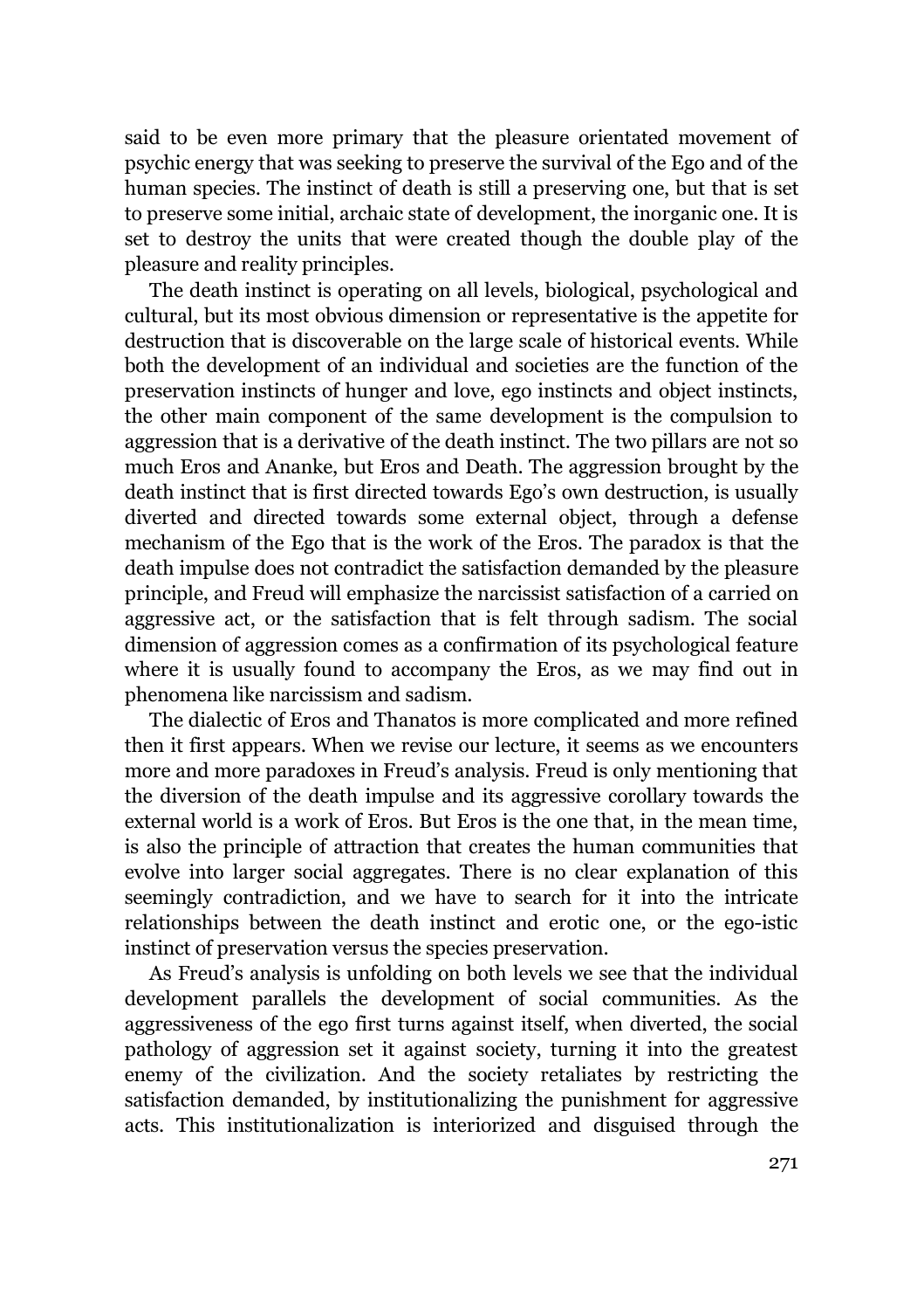said to be even more primary that the pleasure orientated movement of psychic energy that was seeking to preserve the survival of the Ego and of the human species. The instinct of death is still a preserving one, but that is set to preserve some initial, archaic state of development, the inorganic one. It is set to destroy the units that were created though the double play of the pleasure and reality principles.

The death instinct is operating on all levels, biological, psychological and cultural, but its most obvious dimension or representative is the appetite for destruction that is discoverable on the large scale of historical events. While both the development of an individual and societies are the function of the preservation instincts of hunger and love, ego instincts and object instincts, the other main component of the same development is the compulsion to aggression that is a derivative of the death instinct. The two pillars are not so much Eros and Ananke, but Eros and Death. The aggression brought by the death instinct that is first directed towards Ego's own destruction, is usually diverted and directed towards some external object, through a defense mechanism of the Ego that is the work of the Eros. The paradox is that the death impulse does not contradict the satisfaction demanded by the pleasure principle, and Freud will emphasize the narcissist satisfaction of a carried on aggressive act, or the satisfaction that is felt through sadism. The social dimension of aggression comes as a confirmation of its psychological feature where it is usually found to accompany the Eros, as we may find out in phenomena like narcissism and sadism.

The dialectic of Eros and Thanatos is more complicated and more refined then it first appears. When we revise our lecture, it seems as we encounters more and more paradoxes in Freud's analysis. Freud is only mentioning that the diversion of the death impulse and its aggressive corollary towards the external world is a work of Eros. But Eros is the one that, in the mean time, is also the principle of attraction that creates the human communities that evolve into larger social aggregates. There is no clear explanation of this seemingly contradiction, and we have to search for it into the intricate relationships between the death instinct and erotic one, or the ego-istic instinct of preservation versus the species preservation.

As Freud's analysis is unfolding on both levels we see that the individual development parallels the development of social communities. As the aggressiveness of the ego first turns against itself, when diverted, the social pathology of aggression set it against society, turning it into the greatest enemy of the civilization. And the society retaliates by restricting the satisfaction demanded, by institutionalizing the punishment for aggressive acts. This institutionalization is interiorized and disguised through the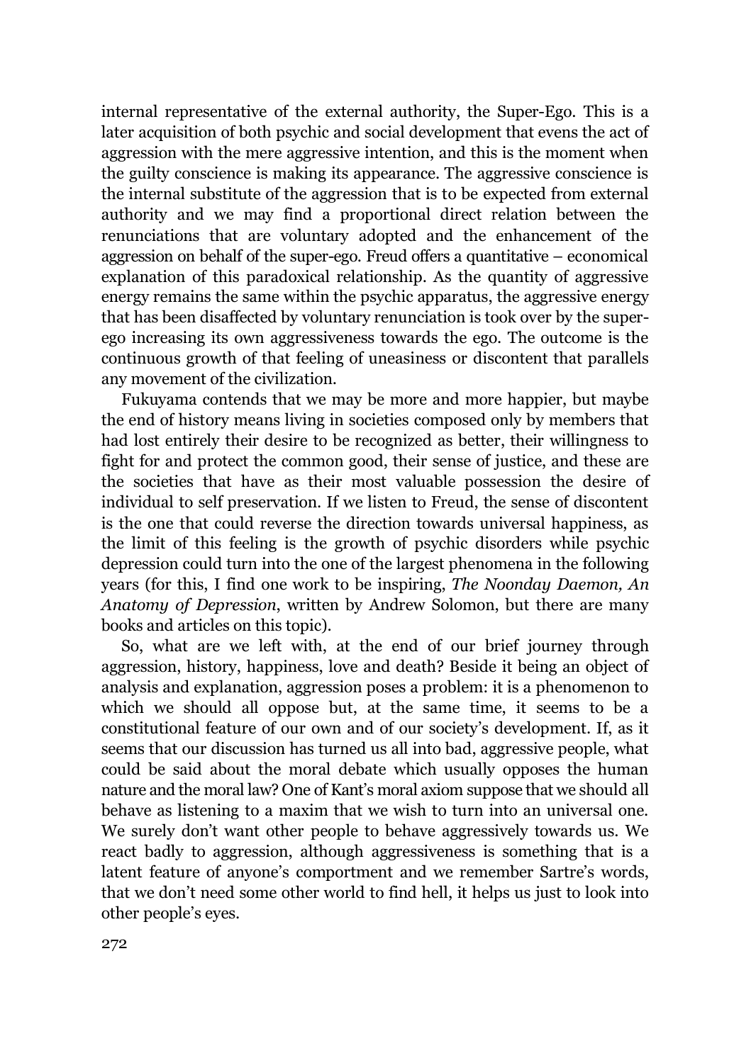internal representative of the external authority, the Super-Ego. This is a later acquisition of both psychic and social development that evens the act of aggression with the mere aggressive intention, and this is the moment when the guilty conscience is making its appearance. The aggressive conscience is the internal substitute of the aggression that is to be expected from external authority and we may find a proportional direct relation between the renunciations that are voluntary adopted and the enhancement of the aggression on behalf of the super-ego. Freud offers a quantitative – economical explanation of this paradoxical relationship. As the quantity of aggressive energy remains the same within the psychic apparatus, the aggressive energy that has been disaffected by voluntary renunciation is took over by the super-ego increasing its own aggressiveness towards the ego. The outcome is the continuous growth of that feeling of uneasiness or discontent that parallels any movement of the civilization.

Fukuyama contends that we may be more and more happier, but maybe the end of history means living in societies composed only by members that had lost entirely their desire to be recognized as better, their willingness to fight for and protect the common good, their sense of justice, and these are the societies that have as their most valuable possession the desire of individual to self preservation. If we listen to Freud, the sense of discontent is the one that could reverse the direction towards universal happiness, as the limit of this feeling is the growth of psychic disorders while psychic depression could turn into the one of the largest phenomena in the following years (for this, I find one work to be inspiring, *The Noonday Daemon, An Anatomy of Depression*, written by Andrew Solomon, but there are many books and articles on this topic).

So, what are we left with, at the end of our brief journey through aggression, history, happiness, love and death? Beside it being an object of analysis and explanation, aggression poses a problem: it is a phenomenon to which we should all oppose but, at the same time, it seems to be a constitutional feature of our own and of our society's development. If, as it seems that our discussion has turned us all into bad, aggressive people, what could be said about the moral debate which usually opposes the human nature and the moral law? One of Kant's moral axiom suppose that we should all behave as listening to a maxim that we wish to turn into an universal one. We surely don't want other people to behave aggressively towards us. We react badly to aggression, although aggressiveness is something that is a latent feature of anyone's comportment and we remember Sartre's words, that we don't need some other world to find hell, it helps us just to look into other people's eyes.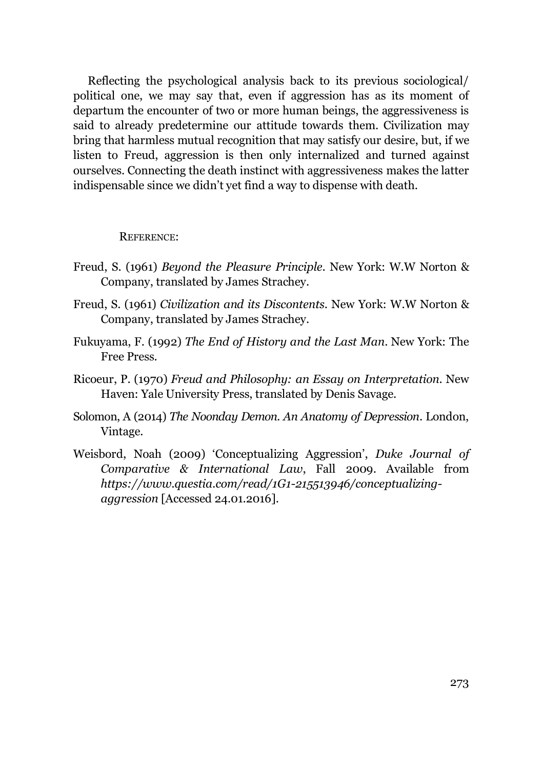Reflecting the psychological analysis back to its previous sociological/ political one, we may say that, even if aggression has as its moment of departum the encounter of two or more human beings, the aggressiveness is said to already predetermine our attitude towards them. Civilization may bring that harmless mutual recognition that may satisfy our desire, but, if we listen to Freud, aggression is then only internalized and turned against ourselves. Connecting the death instinct with aggressiveness makes the latter indispensable since we didn't yet find a way to dispense with death.

## Reference:

Freud, S. (1961) *Beyond the Pleasure Principle*. New York: W.W Norton & Company, translated by James Strachey.

Freud, S. (1961) *Civilization and its Discontents*. New York: W.W Norton & Company, translated by James Strachey.

Fukuyama, F. (1992) *The End of History and the Last Man*. New York: The Free Press.

Ricoeur, P. (1970) *Freud and Philosophy: an Essay on Interpretation*. New Haven: Yale University Press, translated by Denis Savage.

Solomon, A (2014) *The Noonday Demon. An Anatomy of Depression*. London, Vintage.

Weisbord, Noah (2009) 'Conceptualizing Aggression', *Duke Journal of Comparative & International Law*, Fall 2009. Available from *https://www.questia.com/read/1G1-215513946/conceptualizing-aggression* [Accessed 24.01.2016].